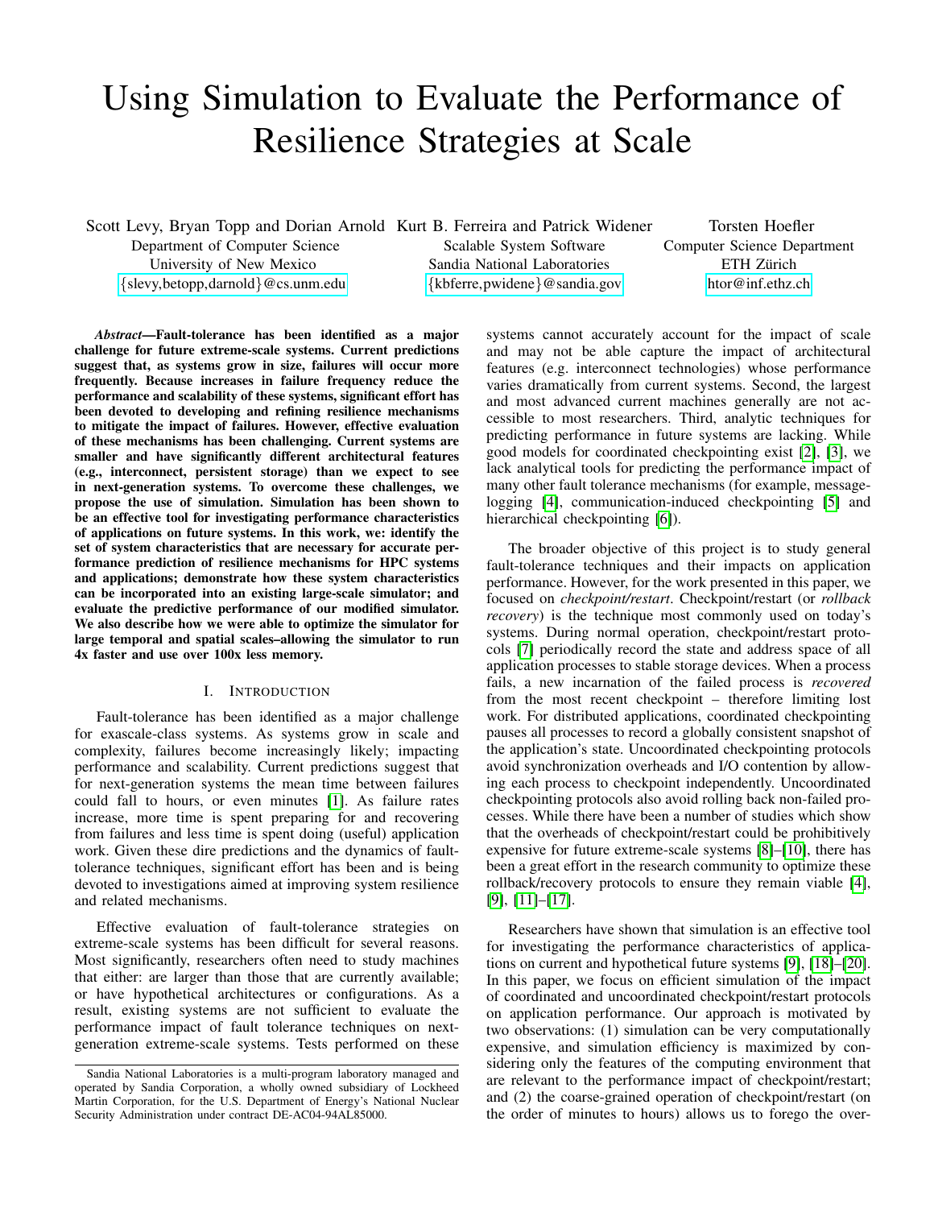# Using Simulation to Evaluate the Performance of Resilience Strategies at Scale

Scott Levy, Bryan Topp and Dorian Arnold
Department of Computer Science
University of New Mexico
{slevy,betopp,darnold}@cs.unm.edu

Kurt B. Ferreira and Patrick Widener
Scalable System Software
Sandia National Laboratories
{kbferre,pwidene}@sandia.gov

Torsten Hoefler
Computer Science Department
ETH Zürich
htor@inf.ethz.ch

***Abstract*—Fault-tolerance has been identified as a major challenge for future extreme-scale systems. Current predictions suggest that, as systems grow in size, failures will occur more frequently. Because increases in failure frequency reduce the performance and scalability of these systems, significant effort has been devoted to developing and refining resilience mechanisms to mitigate the impact of failures. However, effective evaluation of these mechanisms has been challenging. Current systems are smaller and have significantly different architectural features (e.g., interconnect, persistent storage) than we expect to see in next-generation systems. To overcome these challenges, we propose the use of simulation. Simulation has been shown to be an effective tool for investigating performance characteristics of applications on future systems. In this work, we: identify the set of system characteristics that are necessary for accurate performance prediction of resilience mechanisms for HPC systems and applications; demonstrate how these system characteristics can be incorporated into an existing large-scale simulator; and evaluate the predictive performance of our modified simulator. We also describe how we were able to optimize the simulator for large temporal and spatial scales–allowing the simulator to run 4x faster and use over 100x less memory.**

## I. Introduction

Fault-tolerance has been identified as a major challenge for exascale-class systems. As systems grow in scale and complexity, failures become increasingly likely; impacting performance and scalability. Current predictions suggest that for next-generation systems the mean time between failures could fall to hours, or even minutes [1]. As failure rates increase, more time is spent preparing for and recovering from failures and less time is spent doing (useful) application work. Given these dire predictions and the dynamics of fault-tolerance techniques, significant effort has been and is being devoted to investigations aimed at improving system resilience and related mechanisms.

Effective evaluation of fault-tolerance strategies on extreme-scale systems has been difficult for several reasons. Most significantly, researchers often need to study machines that either: are larger than those that are currently available; or have hypothetical architectures or configurations. As a result, existing systems are not sufficient to evaluate the performance impact of fault tolerance techniques on next-generation extreme-scale systems. Tests performed on these systems cannot accurately account for the impact of scale and may not be able capture the impact of architectural features (e.g. interconnect technologies) whose performance varies dramatically from current systems. Second, the largest and most advanced current machines generally are not accessible to most researchers. Third, analytic techniques for predicting performance in future systems are lacking. While good models for coordinated checkpointing exist [2], [3], we lack analytical tools for predicting the performance impact of many other fault tolerance mechanisms (for example, message-logging [4], communication-induced checkpointing [5] and hierarchical checkpointing [6]).

The broader objective of this project is to study general fault-tolerance techniques and their impacts on application performance. However, for the work presented in this paper, we focused on *checkpoint/restart*. Checkpoint/restart (or *rollback recovery*) is the technique most commonly used on today's systems. During normal operation, checkpoint/restart protocols [7] periodically record the state and address space of all application processes to stable storage devices. When a process fails, a new incarnation of the failed process is *recovered* from the most recent checkpoint – therefore limiting lost work. For distributed applications, coordinated checkpointing pauses all processes to record a globally consistent snapshot of the application's state. Uncoordinated checkpointing protocols avoid synchronization overheads and I/O contention by allowing each process to checkpoint independently. Uncoordinated checkpointing protocols also avoid rolling back non-failed processes. While there have been a number of studies which show that the overheads of checkpoint/restart could be prohibitively expensive for future extreme-scale systems [8]–[10], there has been a great effort in the research community to optimize these rollback/recovery protocols to ensure they remain viable [4], [9], [11]–[17].

Researchers have shown that simulation is an effective tool for investigating the performance characteristics of applications on current and hypothetical future systems [9], [18]–[20]. In this paper, we focus on efficient simulation of the impact of coordinated and uncoordinated checkpoint/restart protocols on application performance. Our approach is motivated by two observations: (1) simulation can be very computationally expensive, and simulation efficiency is maximized by considering only the features of the computing environment that are relevant to the performance impact of checkpoint/restart; and (2) the coarse-grained operation of checkpoint/restart (on the order of minutes to hours) allows us to forego the over-

Sandia National Laboratories is a multi-program laboratory managed and operated by Sandia Corporation, a wholly owned subsidiary of Lockheed Martin Corporation, for the U.S. Department of Energy's National Nuclear Security Administration under contract DE-AC04-94AL85000.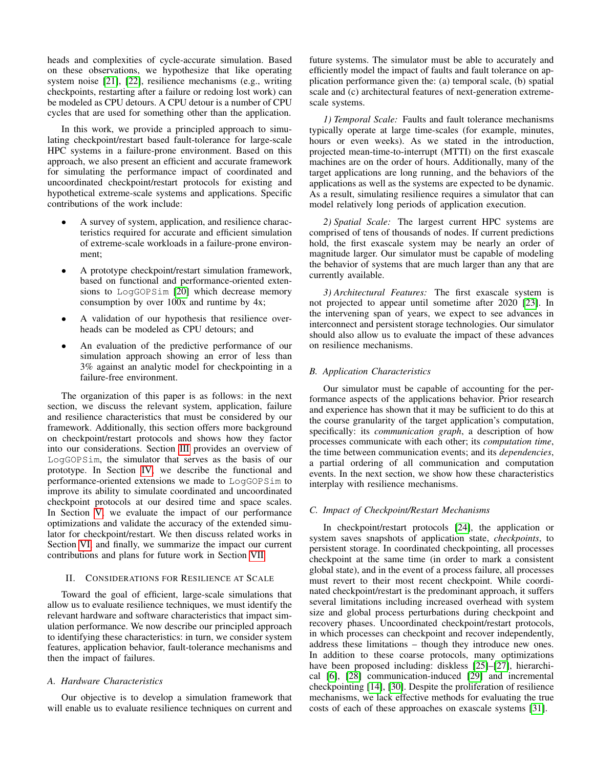heads and complexities of cycle-accurate simulation. Based on these observations, we hypothesize that like operating system noise [21], [22], resilience mechanisms (e.g., writing checkpoints, restarting after a failure or redoing lost work) can be modeled as CPU detours. A CPU detour is a number of CPU cycles that are used for something other than the application.

In this work, we provide a principled approach to simulating checkpoint/restart based fault-tolerance for large-scale HPC systems in a failure-prone environment. Based on this approach, we also present an efficient and accurate framework for simulating the performance impact of coordinated and uncoordinated checkpoint/restart protocols for existing and hypothetical extreme-scale systems and applications. Specific contributions of the work include:

- A survey of system, application, and resilience characteristics required for accurate and efficient simulation of extreme-scale workloads in a failure-prone environment;
- A prototype checkpoint/restart simulation framework, based on functional and performance-oriented extensions to `LogGOPSim` [20] which decrease memory consumption by over 100x and runtime by 4x;
- A validation of our hypothesis that resilience overheads can be modeled as CPU detours; and
- An evaluation of the predictive performance of our simulation approach showing an error of less than 3% against an analytic model for checkpointing in a failure-free environment.

The organization of this paper is as follows: in the next section, we discuss the relevant system, application, failure and resilience characteristics that must be considered by our framework. Additionally, this section offers more background on checkpoint/restart protocols and shows how they factor into our considerations. Section III provides an overview of `LogGOPSim`, the simulator that serves as the basis of our prototype. In Section IV, we describe the functional and performance-oriented extensions we made to `LogGOPSim` to improve its ability to simulate coordinated and uncoordinated checkpoint protocols at our desired time and space scales. In Section V, we evaluate the impact of our performance optimizations and validate the accuracy of the extended simulator for checkpoint/restart. We then discuss related works in Section VI and finally, we summarize the impact our current contributions and plans for future work in Section VII.

## II. Considerations for Resilience at Scale

Toward the goal of efficient, large-scale simulations that allow us to evaluate resilience techniques, we must identify the relevant hardware and software characteristics that impact simulation performance. We now describe our principled approach to identifying these characteristics: in turn, we consider system features, application behavior, fault-tolerance mechanisms and then the impact of failures.

### *A. Hardware Characteristics*

Our objective is to develop a simulation framework that will enable us to evaluate resilience techniques on current and future systems. The simulator must be able to accurately and efficiently model the impact of faults and fault tolerance on application performance given the: (a) temporal scale, (b) spatial scale and (c) architectural features of next-generation extreme-scale systems.

*1) Temporal Scale:* Faults and fault tolerance mechanisms typically operate at large time-scales (for example, minutes, hours or even weeks). As we stated in the introduction, projected mean-time-to-interrupt (MTTI) on the first exascale machines are on the order of hours. Additionally, many of the target applications are long running, and the behaviors of the applications as well as the systems are expected to be dynamic. As a result, simulating resilience requires a simulator that can model relatively long periods of application execution.

*2) Spatial Scale:* The largest current HPC systems are comprised of tens of thousands of nodes. If current predictions hold, the first exascale system may be nearly an order of magnitude larger. Our simulator must be capable of modeling the behavior of systems that are much larger than any that are currently available.

*3) Architectural Features:* The first exascale system is not projected to appear until sometime after 2020 [23]. In the intervening span of years, we expect to see advances in interconnect and persistent storage technologies. Our simulator should also allow us to evaluate the impact of these advances on resilience mechanisms.

### *B. Application Characteristics*

Our simulator must be capable of accounting for the performance aspects of the applications behavior. Prior research and experience has shown that it may be sufficient to do this at the course granularity of the target application's computation, specifically: its *communication graph*, a description of how processes communicate with each other; its *computation time*, the time between communication events; and its *dependencies*, a partial ordering of all communication and computation events. In the next section, we show how these characteristics interplay with resilience mechanisms.

### *C. Impact of Checkpoint/Restart Mechanisms*

In checkpoint/restart protocols [24], the application or system saves snapshots of application state, *checkpoints*, to persistent storage. In coordinated checkpointing, all processes checkpoint at the same time (in order to mark a consistent global state), and in the event of a process failure, all processes must revert to their most recent checkpoint. While coordinated checkpoint/restart is the predominant approach, it suffers several limitations including increased overhead with system size and global process perturbations during checkpoint and recovery phases. Uncoordinated checkpoint/restart protocols, in which processes can checkpoint and recover independently, address these limitations – though they introduce new ones. In addition to these coarse protocols, many optimizations have been proposed including: diskless [25]–[27], hierarchical [6], [28] communication-induced [29] and incremental checkpointing [14], [30]. Despite the proliferation of resilience mechanisms, we lack effective methods for evaluating the true costs of each of these approaches on exascale systems [31].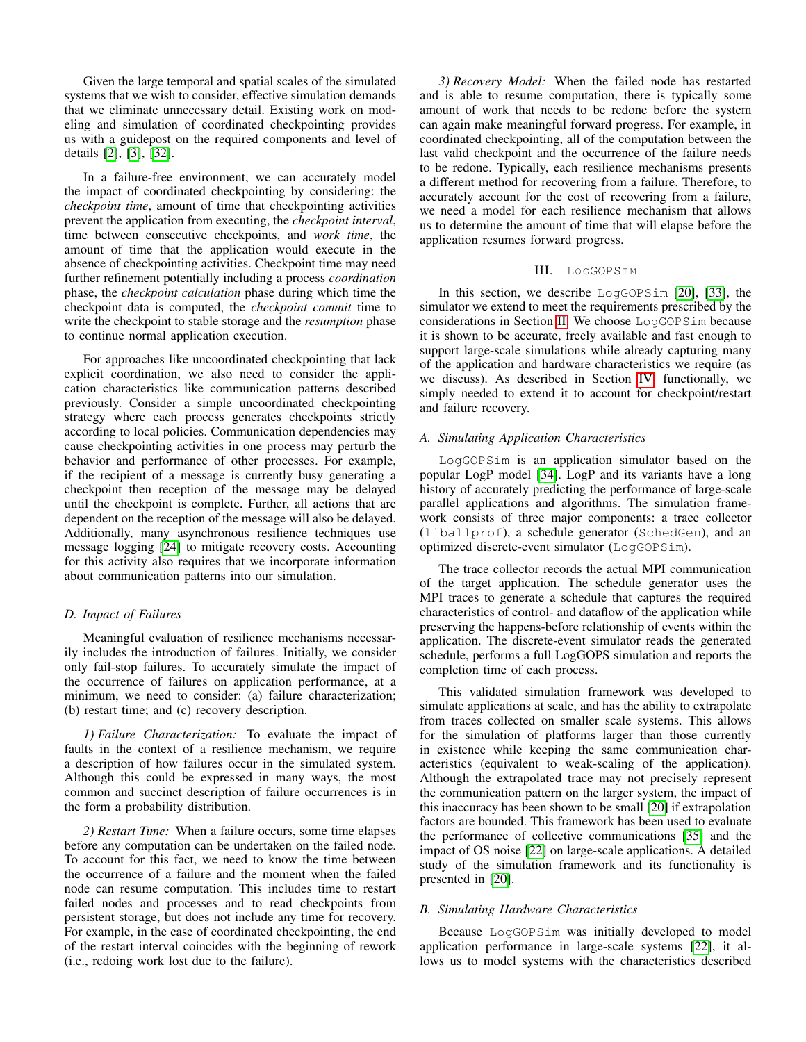Given the large temporal and spatial scales of the simulated systems that we wish to consider, effective simulation demands that we eliminate unnecessary detail. Existing work on modeling and simulation of coordinated checkpointing provides us with a guidepost on the required components and level of details [2], [3], [32].

In a failure-free environment, we can accurately model the impact of coordinated checkpointing by considering: the *checkpoint time*, amount of time that checkpointing activities prevent the application from executing, the *checkpoint interval*, time between consecutive checkpoints, and *work time*, the amount of time that the application would execute in the absence of checkpointing activities. Checkpoint time may need further refinement potentially including a process *coordination* phase, the *checkpoint calculation* phase during which time the checkpoint data is computed, the *checkpoint commit* time to write the checkpoint to stable storage and the *resumption* phase to continue normal application execution.

For approaches like uncoordinated checkpointing that lack explicit coordination, we also need to consider the application characteristics like communication patterns described previously. Consider a simple uncoordinated checkpointing strategy where each process generates checkpoints strictly according to local policies. Communication dependencies may cause checkpointing activities in one process may perturb the behavior and performance of other processes. For example, if the recipient of a message is currently busy generating a checkpoint then reception of the message may be delayed until the checkpoint is complete. Further, all actions that are dependent on the reception of the message will also be delayed. Additionally, many asynchronous resilience techniques use message logging [24] to mitigate recovery costs. Accounting for this activity also requires that we incorporate information about communication patterns into our simulation.

### D. Impact of Failures

Meaningful evaluation of resilience mechanisms necessarily includes the introduction of failures. Initially, we consider only fail-stop failures. To accurately simulate the impact of the occurrence of failures on application performance, at a minimum, we need to consider: (a) failure characterization; (b) restart time; and (c) recovery description.

*1) Failure Characterization:* To evaluate the impact of faults in the context of a resilience mechanism, we require a description of how failures occur in the simulated system. Although this could be expressed in many ways, the most common and succinct description of failure occurrences is in the form a probability distribution.

*2) Restart Time:* When a failure occurs, some time elapses before any computation can be undertaken on the failed node. To account for this fact, we need to know the time between the occurrence of a failure and the moment when the failed node can resume computation. This includes time to restart failed nodes and processes and to read checkpoints from persistent storage, but does not include any time for recovery. For example, in the case of coordinated checkpointing, the end of the restart interval coincides with the beginning of rework (i.e., redoing work lost due to the failure).

*3) Recovery Model:* When the failed node has restarted and is able to resume computation, there is typically some amount of work that needs to be redone before the system can again make meaningful forward progress. For example, in coordinated checkpointing, all of the computation between the last valid checkpoint and the occurrence of the failure needs to be redone. Typically, each resilience mechanisms presents a different method for recovering from a failure. Therefore, to accurately account for the cost of recovering from a failure, we need a model for each resilience mechanism that allows us to determine the amount of time that will elapse before the application resumes forward progress.

## III. LogGOPSim

In this section, we describe `LogGOPSim` [20], [33], the simulator we extend to meet the requirements prescribed by the considerations in Section II. We choose `LogGOPSim` because it is shown to be accurate, freely available and fast enough to support large-scale simulations while already capturing many of the application and hardware characteristics we require (as we discuss). As described in Section IV, functionally, we simply needed to extend it to account for checkpoint/restart and failure recovery.

### A. Simulating Application Characteristics

`LogGOPSim` is an application simulator based on the popular LogP model [34]. LogP and its variants have a long history of accurately predicting the performance of large-scale parallel applications and algorithms. The simulation framework consists of three major components: a trace collector (`liballprof`), a schedule generator (`SchedGen`), and an optimized discrete-event simulator (`LogGOPSim`).

The trace collector records the actual MPI communication of the target application. The schedule generator uses the MPI traces to generate a schedule that captures the required characteristics of control- and dataflow of the application while preserving the happens-before relationship of events within the application. The discrete-event simulator reads the generated schedule, performs a full LogGOPS simulation and reports the completion time of each process.

This validated simulation framework was developed to simulate applications at scale, and has the ability to extrapolate from traces collected on smaller scale systems. This allows for the simulation of platforms larger than those currently in existence while keeping the same communication characteristics (equivalent to weak-scaling of the application). Although the extrapolated trace may not precisely represent the communication pattern on the larger system, the impact of this inaccuracy has been shown to be small [20] if extrapolation factors are bounded. This framework has been used to evaluate the performance of collective communications [35] and the impact of OS noise [22] on large-scale applications. A detailed study of the simulation framework and its functionality is presented in [20].

### B. Simulating Hardware Characteristics

Because `LogGOPSim` was initially developed to model application performance in large-scale systems [22], it allows us to model systems with the characteristics described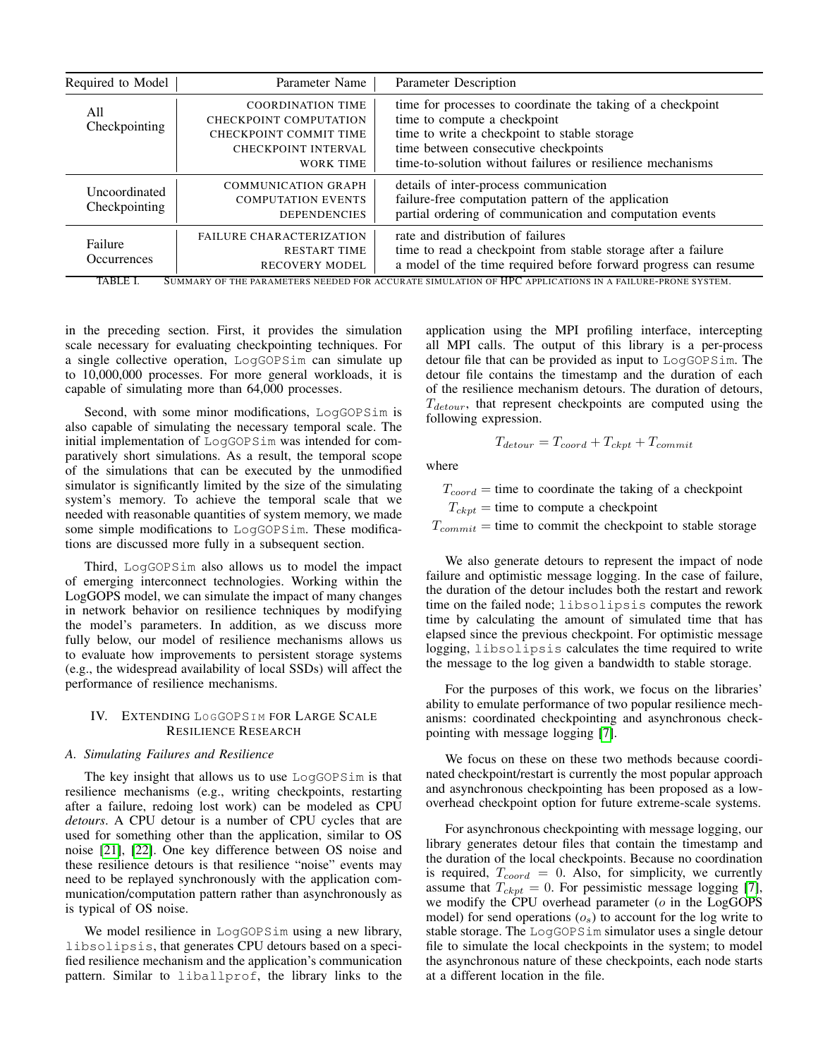| Required to Model | Parameter Name | Parameter Description |
|---|---|---|
| All Checkpointing | COORDINATION TIME | time for processes to coordinate the taking of a checkpoint |
| | CHECKPOINT COMPUTATION | time to compute a checkpoint |
| | CHECKPOINT COMMIT TIME | time to write a checkpoint to stable storage |
| | CHECKPOINT INTERVAL | time between consecutive checkpoints |
| | WORK TIME | time-to-solution without failures or resilience mechanisms |
| Uncoordinated Checkpointing | COMMUNICATION GRAPH | details of inter-process communication |
| | COMPUTATION EVENTS | failure-free computation pattern of the application |
| | DEPENDENCIES | partial ordering of communication and computation events |
| Failure Occurrences | FAILURE CHARACTERIZATION | rate and distribution of failures |
| | RESTART TIME | time to read a checkpoint from stable storage after a failure |
| | RECOVERY MODEL | a model of the time required before forward progress can resume |

TABLE I. SUMMARY OF THE PARAMETERS NEEDED FOR ACCURATE SIMULATION OF HPC APPLICATIONS IN A FAILURE-PRONE SYSTEM.

in the preceding section. First, it provides the simulation scale necessary for evaluating checkpointing techniques. For a single collective operation, LogGOPSim can simulate up to 10,000,000 processes. For more general workloads, it is capable of simulating more than 64,000 processes.

Second, with some minor modifications, LogGOPSim is also capable of simulating the necessary temporal scale. The initial implementation of LogGOPSim was intended for comparatively short simulations. As a result, the temporal scope of the simulations that can be executed by the unmodified simulator is significantly limited by the size of the simulating system's memory. To achieve the temporal scale that we needed with reasonable quantities of system memory, we made some simple modifications to LogGOPSim. These modifications are discussed more fully in a subsequent section.

Third, LogGOPSim also allows us to model the impact of emerging interconnect technologies. Working within the LogGOPS model, we can simulate the impact of many changes in network behavior on resilience techniques by modifying the model's parameters. In addition, as we discuss more fully below, our model of resilience mechanisms allows us to evaluate how improvements to persistent storage systems (e.g., the widespread availability of local SSDs) will affect the performance of resilience mechanisms.

## IV. Extending LogGOPSim for Large Scale Resilience Research

### A. Simulating Failures and Resilience

The key insight that allows us to use LogGOPSim is that resilience mechanisms (e.g., writing checkpoints, restarting after a failure, redoing lost work) can be modeled as CPU *detours*. A CPU detour is a number of CPU cycles that are used for something other than the application, similar to OS noise [21], [22]. One key difference between OS noise and these resilience detours is that resilience "noise" events may need to be replayed synchronously with the application communication/computation pattern rather than asynchronously as is typical of OS noise.

We model resilience in LogGOPSim using a new library, libsolipsis, that generates CPU detours based on a specified resilience mechanism and the application's communication pattern. Similar to liballprof, the library links to the application using the MPI profiling interface, intercepting all MPI calls. The output of this library is a per-process detour file that can be provided as input to LogGOPSim. The detour file contains the timestamp and the duration of each of the resilience mechanism detours. The duration of detours, $T_{detour}$, that represent checkpoints are computed using the following expression.

$$T_{detour} = T_{coord} + T_{ckpt} + T_{commit}$$

where

$$T_{coord} = \text{time to coordinate the taking of a checkpoint}$$
$$T_{ckpt} = \text{time to compute a checkpoint}$$
$$T_{commit} = \text{time to commit the checkpoint to stable storage}$$

We also generate detours to represent the impact of node failure and optimistic message logging. In the case of failure, the duration of the detour includes both the restart and rework time on the failed node; libsolipsis computes the rework time by calculating the amount of simulated time that has elapsed since the previous checkpoint. For optimistic message logging, libsolipsis calculates the time required to write the message to the log given a bandwidth to stable storage.

For the purposes of this work, we focus on the libraries' ability to emulate performance of two popular resilience mechanisms: coordinated checkpointing and asynchronous checkpointing with message logging [7].

We focus on these on these two methods because coordinated checkpoint/restart is currently the most popular approach and asynchronous checkpointing has been proposed as a low-overhead checkpoint option for future extreme-scale systems.

For asynchronous checkpointing with message logging, our library generates detour files that contain the timestamp and the duration of the local checkpoints. Because no coordination is required, $T_{coord} = 0$. Also, for simplicity, we currently assume that $T_{ckpt} = 0$. For pessimistic message logging [7], we modify the CPU overhead parameter ($o$ in the LogGOPS model) for send operations ($o_s$) to account for the log write to stable storage. The LogGOPSim simulator uses a single detour file to simulate the local checkpoints in the system; to model the asynchronous nature of these checkpoints, each node starts at a different location in the file.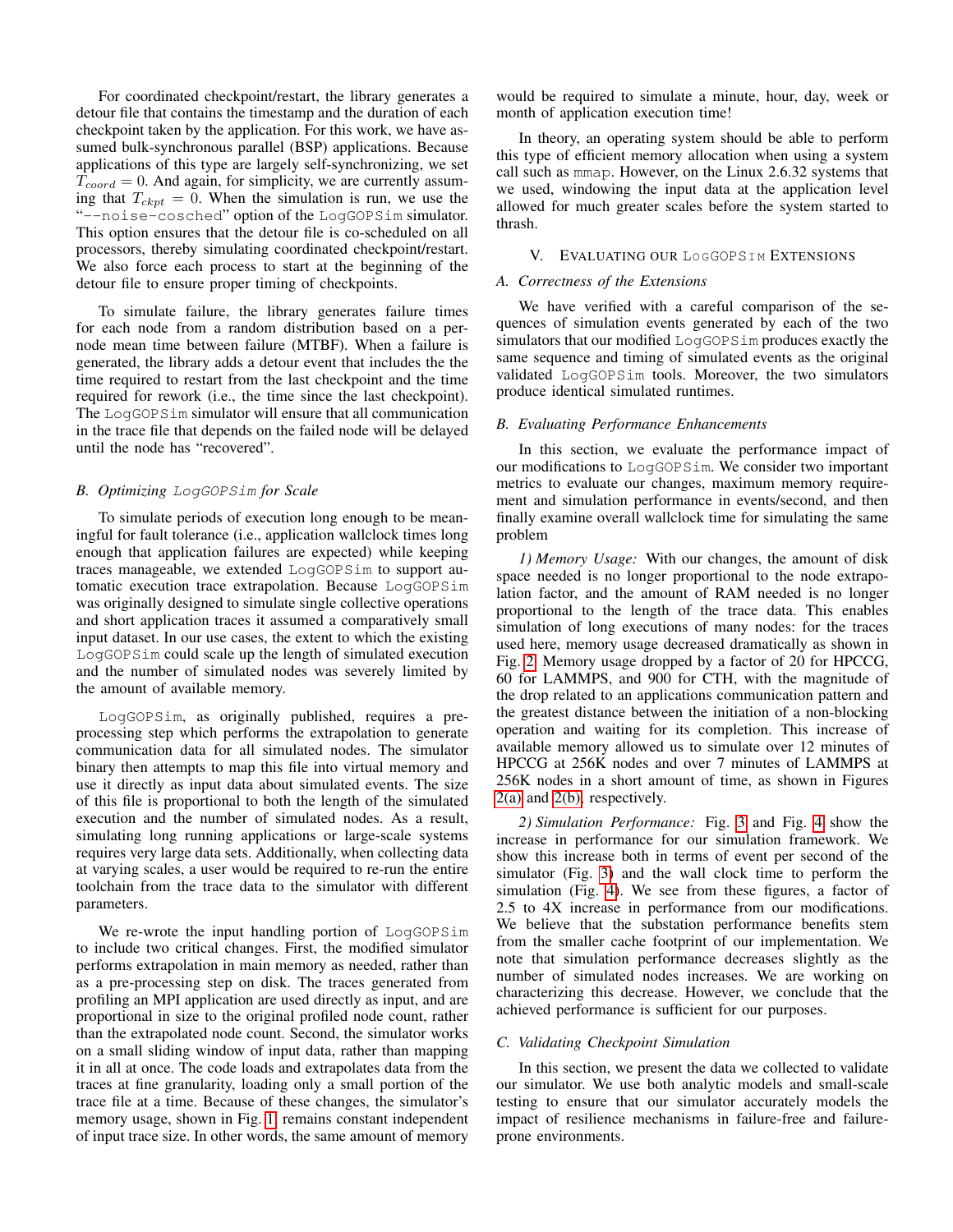For coordinated checkpoint/restart, the library generates a detour file that contains the timestamp and the duration of each checkpoint taken by the application. For this work, we have assumed bulk-synchronous parallel (BSP) applications. Because applications of this type are largely self-synchronizing, we set $T_{coord} = 0$. And again, for simplicity, we are currently assuming that $T_{ckpt} = 0$. When the simulation is run, we use the "`--noise-cosched`" option of the `LogGOPSim` simulator. This option ensures that the detour file is co-scheduled on all processors, thereby simulating coordinated checkpoint/restart. We also force each process to start at the beginning of the detour file to ensure proper timing of checkpoints.

To simulate failure, the library generates failure times for each node from a random distribution based on a per-node mean time between failure (MTBF). When a failure is generated, the library adds a detour event that includes the the time required to restart from the last checkpoint and the time required for rework (i.e., the time since the last checkpoint). The `LogGOPSim` simulator will ensure that all communication in the trace file that depends on the failed node will be delayed until the node has "recovered".

### B. Optimizing `LogGOPSim` for Scale

To simulate periods of execution long enough to be meaningful for fault tolerance (i.e., application wallclock times long enough that application failures are expected) while keeping traces manageable, we extended `LogGOPSim` to support automatic execution trace extrapolation. Because `LogGOPSim` was originally designed to simulate single collective operations and short application traces it assumed a comparatively small input dataset. In our use cases, the extent to which the existing `LogGOPSim` could scale up the length of simulated execution and the number of simulated nodes was severely limited by the amount of available memory.

`LogGOPSim`, as originally published, requires a pre-processing step which performs the extrapolation to generate communication data for all simulated nodes. The simulator binary then attempts to map this file into virtual memory and use it directly as input data about simulated events. The size of this file is proportional to both the length of the simulated execution and the number of simulated nodes. As a result, simulating long running applications or large-scale systems requires very large data sets. Additionally, when collecting data at varying scales, a user would be required to re-run the entire toolchain from the trace data to the simulator with different parameters.

We re-wrote the input handling portion of `LogGOPSim` to include two critical changes. First, the modified simulator performs extrapolation in main memory as needed, rather than as a pre-processing step on disk. The traces generated from profiling an MPI application are used directly as input, and are proportional in size to the original profiled node count, rather than the extrapolated node count. Second, the simulator works on a small sliding window of input data, rather than mapping it in all at once. The code loads and extrapolates data from the traces at fine granularity, loading only a small portion of the trace file at a time. Because of these changes, the simulator's memory usage, shown in Fig. 1, remains constant independent of input trace size. In other words, the same amount of memory would be required to simulate a minute, hour, day, week or month of application execution time!

In theory, an operating system should be able to perform this type of efficient memory allocation when using a system call such as `mmap`. However, on the Linux 2.6.32 systems that we used, windowing the input data at the application level allowed for much greater scales before the system started to thrash.

## V. Evaluating our LogGOPSim Extensions

### A. Correctness of the Extensions

We have verified with a careful comparison of the sequences of simulation events generated by each of the two simulators that our modified `LogGOPSim` produces exactly the same sequence and timing of simulated events as the original validated `LogGOPSim` tools. Moreover, the two simulators produce identical simulated runtimes.

### B. Evaluating Performance Enhancements

In this section, we evaluate the performance impact of our modifications to `LogGOPSim`. We consider two important metrics to evaluate our changes, maximum memory requirement and simulation performance in events/second, and then finally examine overall wallclock time for simulating the same problem

*1) Memory Usage:* With our changes, the amount of disk space needed is no longer proportional to the node extrapolation factor, and the amount of RAM needed is no longer proportional to the length of the trace data. This enables simulation of long executions of many nodes: for the traces used here, memory usage decreased dramatically as shown in Fig. 2. Memory usage dropped by a factor of 20 for HPCCG, 60 for LAMMPS, and 900 for CTH, with the magnitude of the drop related to an applications communication pattern and the greatest distance between the initiation of a non-blocking operation and waiting for its completion. This increase of available memory allowed us to simulate over 12 minutes of HPCCG at 256K nodes and over 7 minutes of LAMMPS at 256K nodes in a short amount of time, as shown in Figures 2(a) and 2(b), respectively.

*2) Simulation Performance:* Fig. 3 and Fig. 4 show the increase in performance for our simulation framework. We show this increase both in terms of event per second of the simulator (Fig. 3) and the wall clock time to perform the simulation (Fig. 4). We see from these figures, a factor of 2.5 to 4X increase in performance from our modifications. We believe that the substation performance benefits stem from the smaller cache footprint of our implementation. We note that simulation performance decreases slightly as the number of simulated nodes increases. We are working on characterizing this decrease. However, we conclude that the achieved performance is sufficient for our purposes.

### C. Validating Checkpoint Simulation

In this section, we present the data we collected to validate our simulator. We use both analytic models and small-scale testing to ensure that our simulator accurately models the impact of resilience mechanisms in failure-free and failure-prone environments.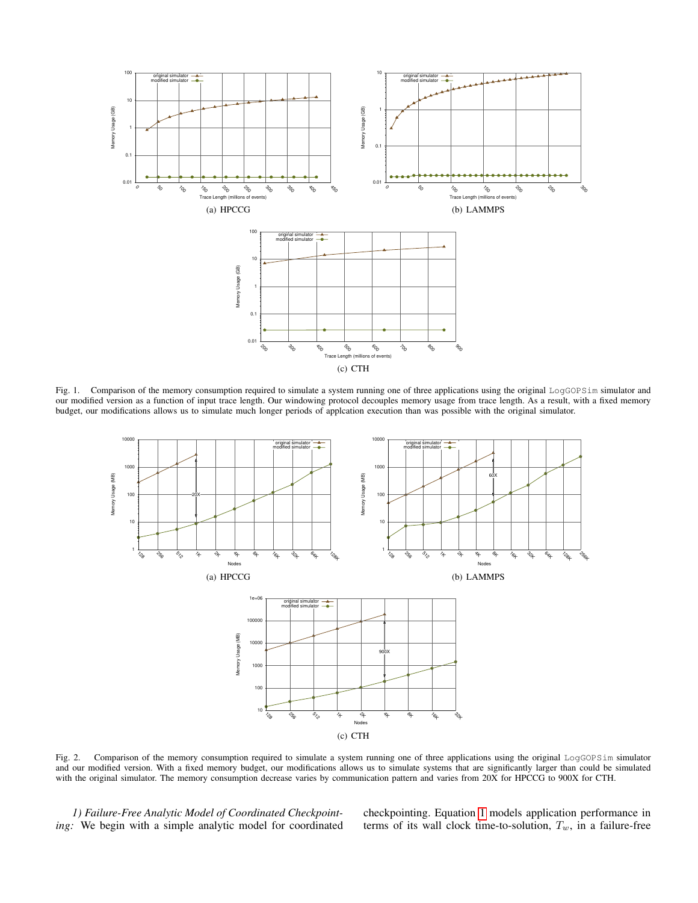original simulator
modified simulator
Memory Usage (GB)
100
10
1
0.1
0.01
0 50 100 150 200 250 300 350 400 450
Trace Length (millions of events)

(a) HPCCG

original simulator
modified simulator
Memory Usage (GB)
10
1
0.1
0.01
0 50 100 150 200 250 300
Trace Length (millions of events)

(b) LAMMPS

original simulator
modified simulator
Memory Usage (GB)
100
10
1
0.1
0.01
200 300 400 500 600 700 800 900
Trace Length (millions of events)

(c) CTH

Fig. 1. Comparison of the memory consumption required to simulate a system running one of three applications using the original `LogGOPSim` simulator and our modified version as a function of input trace length. Our windowing protocol decouples memory usage from trace length. As a result, with a fixed memory budget, our modifications allows us to simulate much longer periods of applcation execution than was possible with the original simulator.

original simulator
modified simulator
Memory Usage (MB)
10000
1000
100
10
1
20X
128 256 512 1K 2K 4K 8K 16K 32K 64K 128K
Nodes

(a) HPCCG

original simulator
modified simulator
Memory Usage (MB)
10000
1000
100
10
1
60X
128 256 512 1K 2K 4K 8K 16K 32K 64K 128K 256K
Nodes

(b) LAMMPS

original simulator
modified simulator
Memory Usage (MB)
1e+06
100000
10000
1000
100
10
900X
128 256 512 1K 2K 4K 8K 16K 32K
Nodes

(c) CTH

Fig. 2. Comparison of the memory consumption required to simulate a system running one of three applications using the original `LogGOPSim` simulator and our modified version. With a fixed memory budget, our modifications allows us to simulate systems that are significantly larger than could be simulated with the original simulator. The memory consumption decrease varies by communication pattern and varies from 20X for HPCCG to 900X for CTH.

*1) Failure-Free Analytic Model of Coordinated Checkpointing:* We begin with a simple analytic model for coordinated checkpointing. Equation 1 models application performance in terms of its wall clock time-to-solution, $T_w$, in a failure-free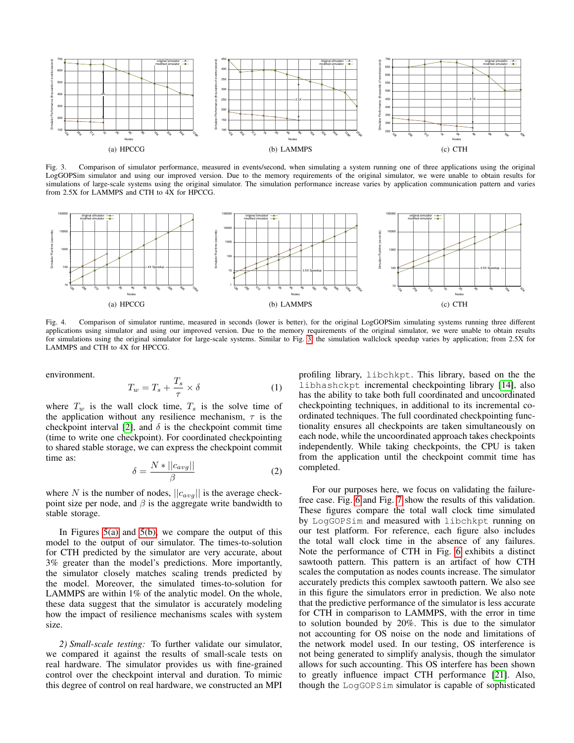Simulator Performance (thousands of events/second)

original simulator
modified simulator

4X

Nodes

(a) HPCCG

original simulator
modified simulator

2.5X

Nodes

(b) LAMMPS

original simulator
modified simulator

2.5X

Nodes

(c) CTH

Fig. 3. Comparison of simulator performance, measured in events/second, when simulating a system running one of three applications using the original LogGOPSim simulator and using our improved version. Due to the memory requirements of the original simulator, we were unable to obtain results for simulations of large-scale systems using the original simulator. The simulation performance increase varies by application communication pattern and varies from 2.5X for LAMMPS and CTH to 4X for HPCCG.

Simulator Runtime (seconds)

original simulator
modified simulator

4X Speedup

Nodes

(a) HPCCG

original simulator
modified simulator

2.5X Speedup

Nodes

(b) LAMMPS

original simulator
modified simulator

2.5X Speedup

Nodes

(c) CTH

Fig. 4. Comparison of simulator runtime, measured in seconds (lower is better), for the original LogGOPSim simulating systems running three different applications using simulator and using our improved version. Due to the memory requirements of the original simulator, we were unable to obtain results for simulations using the original simulator for large-scale systems. Similar to Fig. 3, the simulation wallclock speedup varies by application; from 2.5X for LAMMPS and CTH to 4X for HPCCG.

environment.

$$T_w = T_s + \frac{T_s}{\tau} \times \delta \tag{1}$$

where $T_w$ is the wall clock time, $T_s$ is the solve time of the application without any resilience mechanism, $\tau$ is the checkpoint interval [2], and $\delta$ is the checkpoint commit time (time to write one checkpoint). For coordinated checkpointing to shared stable storage, we can express the checkpoint commit time as:

$$\delta = \frac{N * ||c_{avg}||}{\beta} \tag{2}$$

where $N$ is the number of nodes, $||c_{avg}||$ is the average checkpoint size per node, and $\beta$ is the aggregate write bandwidth to stable storage.

In Figures 5(a) and 5(b), we compare the output of this model to the output of our simulator. The times-to-solution for CTH predicted by the simulator are very accurate, about 3% greater than the model's predictions. More importantly, the simulator closely matches scaling trends predicted by the model. Moreover, the simulated times-to-solution for LAMMPS are within 1% of the analytic model. On the whole, these data suggest that the simulator is accurately modeling how the impact of resilience mechanisms scales with system size.

*2) Small-scale testing:* To further validate our simulator, we compared it against the results of small-scale tests on real hardware. The simulator provides us with fine-grained control over the checkpoint interval and duration. To mimic this degree of control on real hardware, we constructed an MPI profiling library, `libchkpt`. This library, based on the the `libhashckpt` incremental checkpointing library [14], also has the ability to take both full coordinated and uncoordinated checkpointing techniques, in additional to its incremental coordinated techniques. The full coordinated checkpointing functionality ensures all checkpoints are taken simultaneously on each node, while the uncoordinated approach takes checkpoints independently. While taking checkpoints, the CPU is taken from the application until the checkpoint commit time has completed.

For our purposes here, we focus on validating the failure-free case. Fig. 6 and Fig. 7 show the results of this validation. These figures compare the total wall clock time simulated by `LogGOPSim` and measured with `libchkpt` running on our test platform. For reference, each figure also includes the total wall clock time in the absence of any failures. Note the performance of CTH in Fig. 6 exhibits a distinct sawtooth pattern. This pattern is an artifact of how CTH scales the computation as nodes counts increase. The simulator accurately predicts this complex sawtooth pattern. We also see in this figure the simulators error in prediction. We also note that the predictive performance of the simulator is less accurate for CTH in comparison to LAMMPS, with the error in time to solution bounded by 20%. This is due to the simulator not accounting for OS noise on the node and limitations of the network model used. In our testing, OS interference is not being generated to simplify analysis, though the simulator allows for such accounting. This OS interfere has been shown to greatly influence impact CTH performance [21]. Also, though the `LogGOPSim` simulator is capable of sophisticated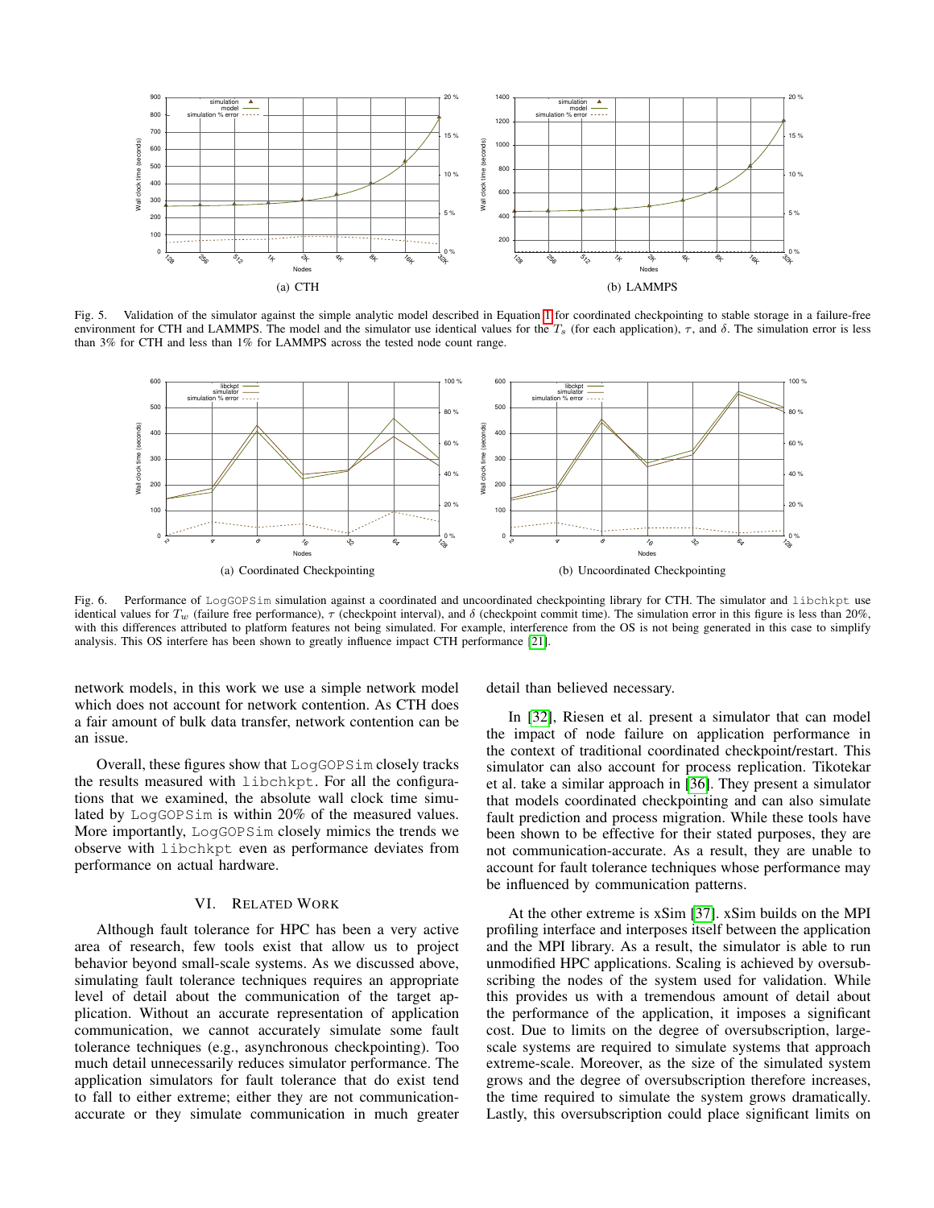900
800
700
600
500
400
300
200
100
0

Wall clock time (seconds)

simulation
model
simulation % error

20 %
15 %
10 %
5 %
0 %

128 256 512 1K 2K 4K 8K 16K 32K

Nodes

(a) CTH

1400
1200
1000
800
600
400
200

Wall clock time (seconds)

simulation
model
simulation % error

20 %
15 %
10 %
5 %
0 %

128 256 512 1K 2K 4K 8K 16K 32K

Nodes

(b) LAMMPS

Fig. 5. Validation of the simulator against the simple analytic model described in Equation 1 for coordinated checkpointing to stable storage in a failure-free environment for CTH and LAMMPS. The model and the simulator use identical values for the $T_s$ (for each application), $\tau$, and $\delta$. The simulation error is less than 3% for CTH and less than 1% for LAMMPS across the tested node count range.

600
500
400
300
200
100
0

Wall clock time (seconds)

libchkpt
simulator
simulation % error

100 %
80 %
60 %
40 %
20 %
0 %

2 4 8 16 32 64 128

Nodes

(a) Coordinated Checkpointing

600
500
400
300
200
100
0

Wall clock time (seconds)

libchkpt
simulator
simulation % error

100 %
80 %
60 %
40 %
20 %
0 %

2 4 8 16 32 64 128

Nodes

(b) Uncoordinated Checkpointing

Fig. 6. Performance of LogGOPSim simulation against a coordinated and uncoordinated checkpointing library for CTH. The simulator and libchkpt use identical values for $T_w$ (failure free performance), $\tau$ (checkpoint interval), and $\delta$ (checkpoint commit time). The simulation error in this figure is less than 20%, with this differences attributed to platform features not being simulated. For example, interference from the OS is not being generated in this case to simplify analysis. This OS interfere has been shown to greatly influence impact CTH performance [21].

network models, in this work we use a simple network model which does not account for network contention. As CTH does a fair amount of bulk data transfer, network contention can be an issue.

Overall, these figures show that LogGOPSim closely tracks the results measured with libchkpt. For all the configurations that we examined, the absolute wall clock time simulated by LogGOPSim is within 20% of the measured values. More importantly, LogGOPSim closely mimics the trends we observe with libchkpt even as performance deviates from performance on actual hardware.

## VI. Related Work

Although fault tolerance for HPC has been a very active area of research, few tools exist that allow us to project behavior beyond small-scale systems. As we discussed above, simulating fault tolerance techniques requires an appropriate level of detail about the communication of the target application. Without an accurate representation of application communication, we cannot accurately simulate some fault tolerance techniques (e.g., asynchronous checkpointing). Too much detail unnecessarily reduces simulator performance. The application simulators for fault tolerance that do exist tend to fall to either extreme; either they are not communication-accurate or they simulate communication in much greater detail than believed necessary.

In [32], Riesen et al. present a simulator that can model the impact of node failure on application performance in the context of traditional coordinated checkpoint/restart. This simulator can also account for process replication. Tikotekar et al. take a similar approach in [36]. They present a simulator that models coordinated checkpointing and can also simulate fault prediction and process migration. While these tools have been shown to be effective for their stated purposes, they are not communication-accurate. As a result, they are unable to account for fault tolerance techniques whose performance may be influenced by communication patterns.

At the other extreme is xSim [37]. xSim builds on the MPI profiling interface and interposes itself between the application and the MPI library. As a result, the simulator is able to run unmodified HPC applications. Scaling is achieved by oversubscribing the nodes of the system used for validation. While this provides us with a tremendous amount of detail about the performance of the application, it imposes a significant cost. Due to limits on the degree of oversubscription, large-scale systems are required to simulate systems that approach extreme-scale. Moreover, as the size of the simulated system grows and the degree of oversubscription therefore increases, the time required to simulate the system grows dramatically. Lastly, this oversubscription could place significant limits on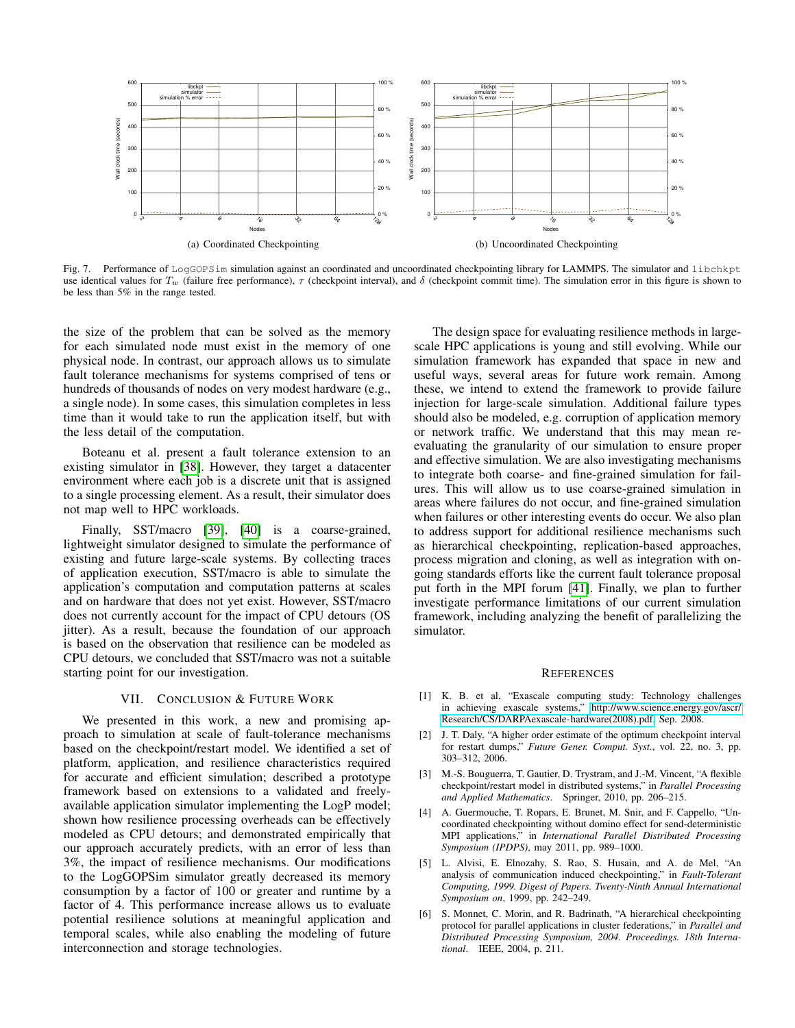600

500

400

300

200

100

0

Wall clock time (seconds)

libckpt
simulator
simulation % error

100 %

80 %

60 %

40 %

20 %

0 %

2 4 8 16 32 64 128

Nodes

(a) Coordinated Checkpointing

600

500

400

300

200

100

0

Wall clock time (seconds)

libckpt
simulator
simulation % error

100 %

80 %

60 %

40 %

20 %

0 %

2 4 8 16 32 64 128

Nodes

(b) Uncoordinated Checkpointing

Fig. 7. Performance of LogGOPSim simulation against an coordinated and uncoordinated checkpointing library for LAMMPS. The simulator and libchkpt use identical values for $T_w$ (failure free performance), $\tau$ (checkpoint interval), and $\delta$ (checkpoint commit time). The simulation error in this figure is shown to be less than 5% in the range tested.

the size of the problem that can be solved as the memory for each simulated node must exist in the memory of one physical node. In contrast, our approach allows us to simulate fault tolerance mechanisms for systems comprised of tens or hundreds of thousands of nodes on very modest hardware (e.g., a single node). In some cases, this simulation completes in less time than it would take to run the application itself, but with the less detail of the computation.

Boteanu et al. present a fault tolerance extension to an existing simulator in [38]. However, they target a datacenter environment where each job is a discrete unit that is assigned to a single processing element. As a result, their simulator does not map well to HPC workloads.

Finally, SST/macro [39], [40] is a coarse-grained, lightweight simulator designed to simulate the performance of existing and future large-scale systems. By collecting traces of application execution, SST/macro is able to simulate the application's computation and computation patterns at scales and on hardware that does not yet exist. However, SST/macro does not currently account for the impact of CPU detours (OS jitter). As a result, because the foundation of our approach is based on the observation that resilience can be modeled as CPU detours, we concluded that SST/macro was not a suitable starting point for our investigation.

## VII. Conclusion & Future Work

We presented in this work, a new and promising approach to simulation at scale of fault-tolerance mechanisms based on the checkpoint/restart model. We identified a set of platform, application, and resilience characteristics required for accurate and efficient simulation; described a prototype framework based on extensions to a validated and freely-available application simulator implementing the LogP model; shown how resilience processing overheads can be effectively modeled as CPU detours; and demonstrated empirically that our approach accurately predicts, with an error of less than 3%, the impact of resilience mechanisms. Our modifications to the LogGOPSim simulator greatly decreased its memory consumption by a factor of 100 or greater and runtime by a factor of 4. This performance increase allows us to evaluate potential resilience solutions at meaningful application and temporal scales, while also enabling the modeling of future interconnection and storage technologies.

The design space for evaluating resilience methods in large-scale HPC applications is young and still evolving. While our simulation framework has expanded that space in new and useful ways, several areas for future work remain. Among these, we intend to extend the framework to provide failure injection for large-scale simulation. Additional failure types should also be modeled, e.g. corruption of application memory or network traffic. We understand that this may mean re-evaluating the granularity of our simulation to ensure proper and effective simulation. We are also investigating mechanisms to integrate both coarse- and fine-grained simulation for failures. This will allow us to use coarse-grained simulation in areas where failures do not occur, and fine-grained simulation when failures or other interesting events do occur. We also plan to address support for additional resilience mechanisms such as hierarchical checkpointing, replication-based approaches, process migration and cloning, as well as integration with on-going standards efforts like the current fault tolerance proposal put forth in the MPI forum [41]. Finally, we plan to further investigate performance limitations of our current simulation framework, including analyzing the benefit of parallelizing the simulator.

## References

[1] K. B. et al, "Exascale computing study: Technology challenges in achieving exascale systems," http://www.science.energy.gov/ascr/Research/CS/DARPAexascale-hardware(2008).pdf, Sep. 2008.

[2] J. T. Daly, "A higher order estimate of the optimum checkpoint interval for restart dumps," *Future Gener. Comput. Syst.*, vol. 22, no. 3, pp. 303–312, 2006.

[3] M.-S. Bouguerra, T. Gautier, D. Trystram, and J.-M. Vincent, "A flexible checkpoint/restart model in distributed systems," in *Parallel Processing and Applied Mathematics*. Springer, 2010, pp. 206–215.

[4] A. Guermouche, T. Ropars, E. Brunet, M. Snir, and F. Cappello, "Uncoordinated checkpointing without domino effect for send-deterministic MPI applications," in *International Parallel Distributed Processing Symposium (IPDPS)*, may 2011, pp. 989–1000.

[5] L. Alvisi, E. Elnozahy, S. Rao, S. Husain, and A. de Mel, "An analysis of communication induced checkpointing," in *Fault-Tolerant Computing, 1999. Digest of Papers. Twenty-Ninth Annual International Symposium on*, 1999, pp. 242–249.

[6] S. Monnet, C. Morin, and R. Badrinath, "A hierarchical checkpointing protocol for parallel applications in cluster federations," in *Parallel and Distributed Processing Symposium, 2004. Proceedings. 18th International*. IEEE, 2004, p. 211.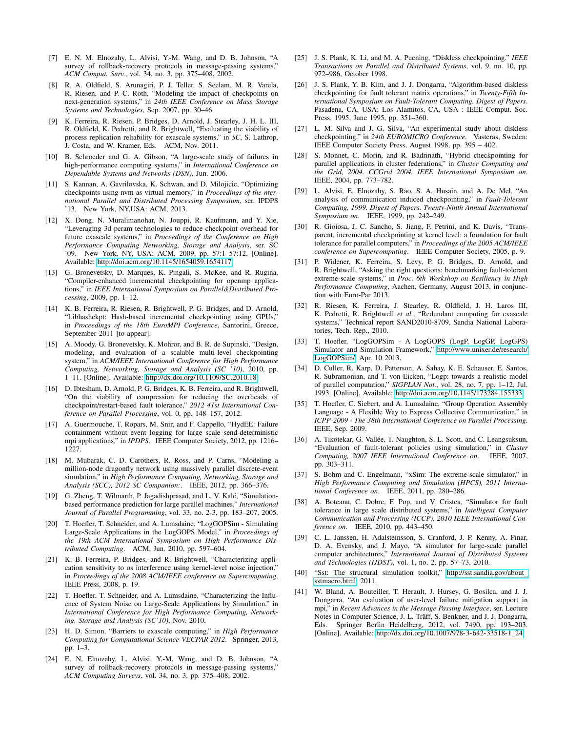[7] E. N. M. Elnozahy, L. Alvisi, Y.-M. Wang, and D. B. Johnson, "A survey of rollback-recovery protocols in message-passing systems," *ACM Comput. Surv.*, vol. 34, no. 3, pp. 375–408, 2002.

[8] R. A. Oldfield, S. Arunagiri, P. J. Teller, S. Seelam, M. R. Varela, R. Riesen, and P. C. Roth, "Modeling the impact of checkpoints on next-generation systems," in *24th IEEE Conference on Mass Storage Systems and Technologies*, Sep. 2007, pp. 30–46.

[9] K. Ferreira, R. Riesen, P. Bridges, D. Arnold, J. Stearley, J. H. L. III, R. Oldfield, K. Pedretti, and R. Brightwell, "Evaluating the viability of process replication reliability for exascale systems," in *SC*, S. Lathrop, J. Costa, and W. Kramer, Eds. ACM, Nov. 2011.

[10] B. Schroeder and G. A. Gibson, "A large-scale study of failures in high-performance computing systems," in *International Conference on Dependable Systems and Networks (DSN)*, Jun. 2006.

[11] S. Kannan, A. Gavrilovska, K. Schwan, and D. Milojicic, "Optimizing checkpoints using nvm as virtual memory," in *Proceedings of the nternational Parallel and Distributed Processing Symposium*, ser. IPDPS '13. New York, NY,USA: ACM, 2013.

[12] X. Dong, N. Muralimanohar, N. Jouppi, R. Kaufmann, and Y. Xie, "Leveraging 3d pcram technologies to reduce checkpoint overhead for future exascale systems," in *Proceedings of the Conference on High Performance Computing Networking, Storage and Analysis*, ser. SC '09. New York, NY, USA: ACM, 2009, pp. 57:1–57:12. [Online]. Available: http://doi.acm.org/10.1145/1654059.1654117

[13] G. Bronevetsky, D. Marques, K. Pingali, S. McKee, and R. Rugina, "Compiler-enhanced incremental checkpointing for openmp applications," in *IEEE International Symposium on Parallel&Distributed Processing*, 2009, pp. 1–12.

[14] K. B. Ferreira, R. Riesen, R. Brightwell, P. G. Bridges, and D. Arnold, "Libhashckpt: Hash-based incremental checkpointing using GPUs," in *Proceedings of the 18th EuroMPI Conference*, Santorini, Greece, September 2011 [to appear].

[15] A. Moody, G. Bronevetsky, K. Mohror, and B. R. de Supinski, "Design, modeling, and evaluation of a scalable multi-level checkpointing system," in *ACM/IEEE International Conference for High Performance Computing, Networking, Storage and Analysis (SC '10)*, 2010, pp. 1–11. [Online]. Available: http://dx.doi.org/10.1109/SC.2010.18

[16] D. Ibtesham, D. Arnold, P. G. Bridges, K. B. Ferreira, and R. Brightwell, "On the viability of compression for reducing the overheads of checkpoint/restart-based fault tolerance," *2012 41st International Conference on Parallel Processing*, vol. 0, pp. 148–157, 2012.

[17] A. Guermouche, T. Ropars, M. Snir, and F. Cappello, "HydEE: Failure containment without event logging for large scale send-deterministic mpi applications," in *IPDPS*. IEEE Computer Society, 2012, pp. 1216–1227.

[18] M. Mubarak, C. D. Carothers, R. Ross, and P. Carns, "Modeling a million-node dragonfly network using massively parallel discrete-event simulation," in *High Performance Computing, Networking, Storage and Analysis (SCC), 2012 SC Companion:*. IEEE, 2012, pp. 366–376.

[19] G. Zheng, T. Wilmarth, P. Jagadishprasad, and L. V. Kalé, "Simulation-based performance prediction for large parallel machines," *International Journal of Parallel Programming*, vol. 33, no. 2-3, pp. 183–207, 2005.

[20] T. Hoefler, T. Schneider, and A. Lumsdaine, "LogGOPSim - Simulating Large-Scale Applications in the LogGOPS Model," in *Proceedings of the 19th ACM International Symposium on High Performance Distributed Computing*. ACM, Jun. 2010, pp. 597–604.

[21] K. B. Ferreira, P. Bridges, and R. Brightwell, "Characterizing application sensitivity to os interference using kernel-level noise injection," in *Proceedings of the 2008 ACM/IEEE conference on Supercomputing*. IEEE Press, 2008, p. 19.

[22] T. Hoefler, T. Schneider, and A. Lumsdaine, "Characterizing the Influence of System Noise on Large-Scale Applications by Simulation," in *International Conference for High Performance Computing, Networking, Storage and Analysis (SC'10)*, Nov. 2010.

[23] H. D. Simon, "Barriers to exascale computing," in *High Performance Computing for Computational Science-VECPAR 2012*. Springer, 2013, pp. 1–3.

[24] E. N. Elnozahy, L. Alvisi, Y.-M. Wang, and D. B. Johnson, "A survey of rollback-recovery protocols in message-passing systems," *ACM Computing Surveys*, vol. 34, no. 3, pp. 375–408, 2002.

[25] J. S. Plank, K. Li, and M. A. Puening, "Diskless checkpointing." *IEEE Transactions on Parallel and Distributed Systems*, vol. 9, no. 10, pp. 972–986, October 1998.

[26] J. S. Plank, Y. B. Kim, and J. J. Dongarra, "Algorithm-based diskless checkpointing for fault tolerant matrix operations." in *Twenty-Fifth International Symposium on Fault-Tolerant Computing. Digest of Papers*. Pasadena, CA, USA: Los Alamitos, CA, USA : IEEE Comput. Soc. Press, 1995, June 1995, pp. 351–360.

[27] L. M. Silva and J. G. Silva, "An experimental study about diskless checkpointing." in *24th EUROMICRO Conference*. Vasteras, Sweden: IEEE Computer Society Press, August 1998, pp. 395 – 402.

[28] S. Monnet, C. Morin, and R. Badrinath, "Hybrid checkpointing for parallel applications in cluster federations," in *Cluster Computing and the Grid, 2004. CCGrid 2004. IEEE International Symposium on*. IEEE, 2004, pp. 773–782.

[29] L. Alvisi, E. Elnozahy, S. Rao, S. A. Husain, and A. De Mel, "An analysis of communication induced checkpointing," in *Fault-Tolerant Computing, 1999. Digest of Papers. Twenty-Ninth Annual International Symposium on*. IEEE, 1999, pp. 242–249.

[30] R. Gioiosa, J. C. Sancho, S. Jiang, F. Petrini, and K. Davis, "Transparent, incremental checkpointing at kernel level: a foundation for fault tolerance for parallel computers," in *Proceedings of the 2005 ACM/IEEE conference on Supercomputing*. IEEE Computer Society, 2005, p. 9.

[31] P. Widener, K. Ferreira, S. Levy, P. G. Bridges, D. Arnold, and R. Brightwell, "Asking the right questions: benchmarking fault-tolerant extreme-scale systems," in *Proc. 6th Workshop on Resiliency in High Performance Computing*, Aachen, Germany, August 2013, in conjunction with Euro-Par 2013.

[32] R. Riesen, K. Ferreira, J. Stearley, R. Oldfield, J. H. Laros III, K. Pedretti, R. Brightwell *et al.*, "Redundant computing for exascale systems," Technical report SAND2010-8709, Sandia National Laboratories, Tech. Rep., 2010.

[33] T. Hoefler, "LogGOPSim - A LogGOPS (LogP, LogGP, LogGPS) Simulator and Simulation Framework," http://www.unixer.de/research/LogGOPSim/, Apr. 10 2013.

[34] D. Culler, R. Karp, D. Patterson, A. Sahay, K. E. Schauser, E. Santos, R. Subramonian, and T. von Eicken, "Logp: towards a realistic model of parallel computation," *SIGPLAN Not.*, vol. 28, no. 7, pp. 1–12, Jul. 1993. [Online]. Available: http://doi.acm.org/10.1145/173284.155333

[35] T. Hoefler, C. Siebert, and A. Lumsdaine, "Group Operation Assembly Language - A Flexible Way to Express Collective Communication," in *ICPP-2009 - The 38th International Conference on Parallel Processing*. IEEE, Sep. 2009.

[36] A. Tikotekar, G. Vallée, T. Naughton, S. L. Scott, and C. Leangsuksun, "Evaluation of fault-tolerant policies using simulation," in *Cluster Computing, 2007 IEEE International Conference on*. IEEE, 2007, pp. 303–311.

[37] S. Bohm and C. Engelmann, "xSim: The extreme-scale simulator," in *High Performance Computing and Simulation (HPCS), 2011 International Conference on*. IEEE, 2011, pp. 280–286.

[38] A. Boteanu, C. Dobre, F. Pop, and V. Cristea, "Simulator for fault tolerance in large scale distributed systems," in *Intelligent Computer Communication and Processing (ICCP), 2010 IEEE International Conference on*. IEEE, 2010, pp. 443–450.

[39] C. L. Janssen, H. Adalsteinsson, S. Cranford, J. P. Kenny, A. Pinar, D. A. Evensky, and J. Mayo, "A simulator for large-scale parallel computer architectures," *International Journal of Distributed Systems and Technologies (IJDST)*, vol. 1, no. 2, pp. 57–73, 2010.

[40] "Sst: The structural simulation toolkit," http://sst.sandia.gov/about_sstmacro.html, 2011.

[41] W. Bland, A. Bouteiller, T. Herault, J. Hursey, G. Bosilca, and J. J. Dongarra, "An evaluation of user-level failure mitigation support in mpi," in *Recent Advances in the Message Passing Interface*, ser. Lecture Notes in Computer Science, J. L. Träff, S. Benkner, and J. J. Dongarra, Eds. Springer Berlin Heidelberg, 2012, vol. 7490, pp. 193–203. [Online]. Available: http://dx.doi.org/10.1007/978-3-642-33518-1_24